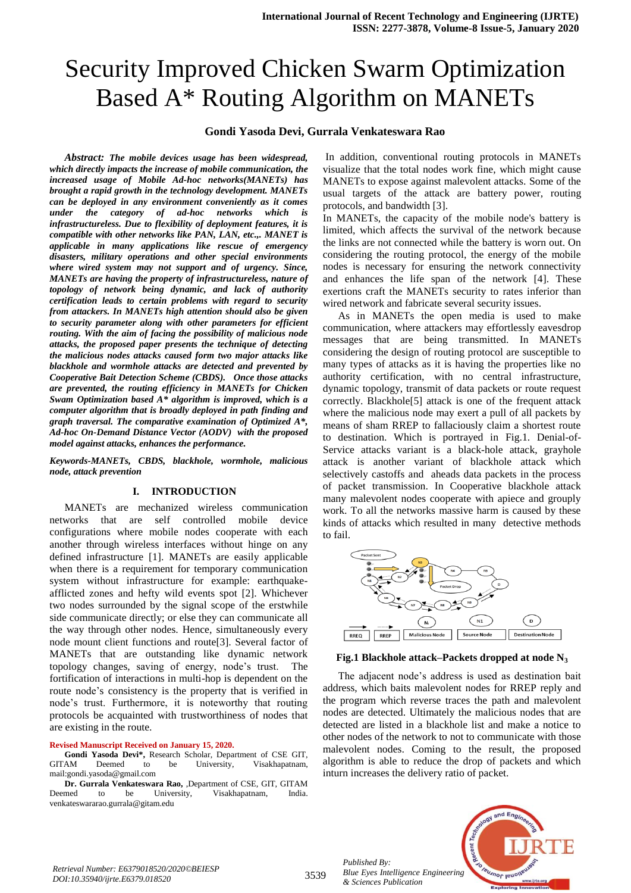# Security Improved Chicken Swarm Optimization Based A* Routing Algorithm on MANETs

**Gondi Yasoda Devi, Gurrala Venkateswara Rao**

***Abstract:*** ***The mobile devices usage has been widespread, which directly impacts the increase of mobile communication, the increased usage of Mobile Ad-hoc networks(MANETs) has brought a rapid growth in the technology development. MANETs can be deployed in any environment conveniently as it comes under the category of ad-hoc networks which is infrastructureless. Due to flexibility of deployment features, it is compatible with other networks like PAN, LAN, etc.,. MANET is applicable in many applications like rescue of emergency disasters, military operations and other special environments where wired system may not support and of urgency. Since, MANETs are having the property of infrastructureless, nature of topology of network being dynamic, and lack of authority certification leads to certain problems with regard to security from attackers. In MANETs high attention should also be given to security parameter along with other parameters for efficient routing. With the aim of facing the possibility of malicious node attacks, the proposed paper presents the technique of detecting the malicious nodes attacks caused form two major attacks like blackhole and wormhole attacks are detected and prevented by Cooperative Bait Detection Scheme (CBDS). Once those attacks are prevented, the routing efficiency in MANETs for Chicken Swam Optimization based A* algorithm is improved, which is a computer algorithm that is broadly deployed in path finding and graph traversal. The comparative examination of Optimized A*, Ad-hoc On-Demand Distance Vector (AODV) with the proposed model against attacks, enhances the performance.***

***Keywords-MANETs, CBDS, blackhole, wormhole, malicious node, attack prevention***

## I. INTRODUCTION

MANETs are mechanized wireless communication networks that are self controlled mobile device configurations where mobile nodes cooperate with each another through wireless interfaces without hinge on any defined infrastructure [1]. MANETs are easily applicable when there is a requirement for temporary communication system without infrastructure for example: earthquake-afflicted zones and hefty wild events spot [2]. Whichever two nodes surrounded by the signal scope of the erstwhile side communicate directly; or else they can communicate all the way through other nodes. Hence, simultaneously every node mount client functions and route[3]. Several factor of MANETs that are outstanding like dynamic network topology changes, saving of energy, node's trust. The fortification of interactions in multi-hop is dependent on the route node's consistency is the property that is verified in node's trust. Furthermore, it is noteworthy that routing protocols be acquainted with trustworthiness of nodes that are existing in the route.

**Revised Manuscript Received on January 15, 2020.**

**Gondi Yasoda Devi\***, Research Scholar, Department of CSE GIT, GITAM Deemed to be University, Visakhapatnam, mail:gondi.yasoda@gmail.com

**Dr. Gurrala Venkateswara Rao,** ,Department of CSE, GIT, GITAM Deemed to be University, Visakhapatnam, India. venkateswararao.gurrala@gitam.edu

In addition, conventional routing protocols in MANETs visualize that the total nodes work fine, which might cause MANETs to expose against malevolent attacks. Some of the usual targets of the attack are battery power, routing protocols, and bandwidth [3].

In MANETs, the capacity of the mobile node's battery is limited, which affects the survival of the network because the links are not connected while the battery is worn out. On considering the routing protocol, the energy of the mobile nodes is necessary for ensuring the network connectivity and enhances the life span of the network [4]. These exertions craft the MANETs security to rates inferior than wired network and fabricate several security issues.

As in MANETs the open media is used to make communication, where attackers may effortlessly eavesdrop messages that are being transmitted. In MANETs considering the design of routing protocol are susceptible to many types of attacks as it is having the properties like no authority certification, with no central infrastructure, dynamic topology, transmit of data packets or route request correctly. Blackhole[5] attack is one of the frequent attack where the malicious node may exert a pull of all packets by means of sham RREP to fallaciously claim a shortest route to destination. Which is portrayed in Fig.1. Denial-of-Service attacks variant is a black-hole attack, grayhole attack is another variant of blackhole attack which selectively castoffs and aheads data packets in the process of packet transmission. In Cooperative blackhole attack many malevolent nodes cooperate with apiece and grouply work. To all the networks massive harm is caused by these kinds of attacks which resulted in many detective methods to fail.

**Fig.1 Blackhole attack–Packets dropped at node $N_3$**

The adjacent node's address is used as destination bait address, which baits malevolent nodes for RREP reply and the program which reverse traces the path and malevolent nodes are detected. Ultimately the malicious nodes that are detected are listed in a blackhole list and make a notice to other nodes of the network to not to communicate with those malevolent nodes. Coming to the result, the proposed algorithm is able to reduce the drop of packets and which inturn increases the delivery ratio of packet.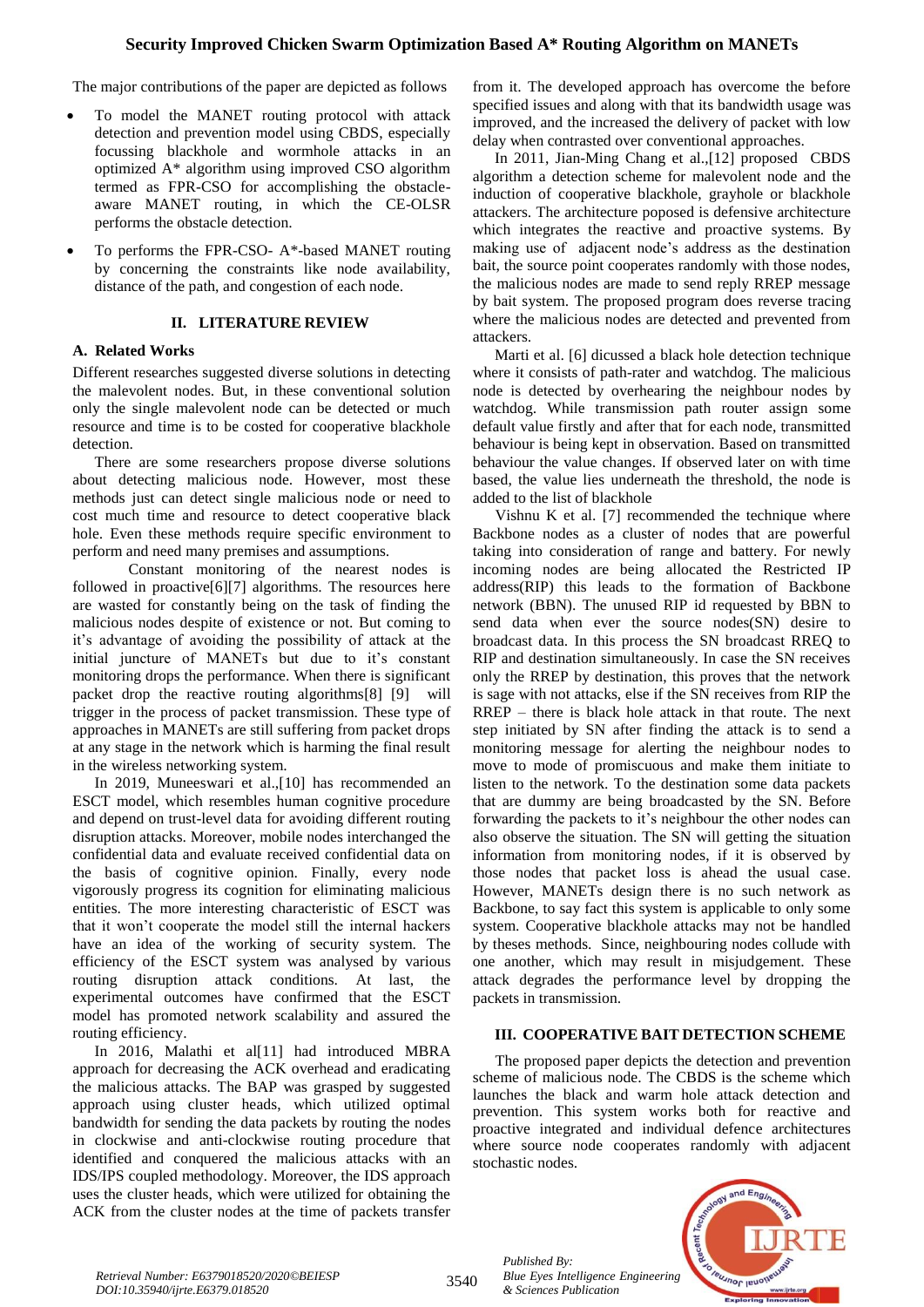The major contributions of the paper are depicted as follows

- To model the MANET routing protocol with attack detection and prevention model using CBDS, especially focussing blackhole and wormhole attacks in an optimized A* algorithm using improved CSO algorithm termed as FPR-CSO for accomplishing the obstacle-aware MANET routing, in which the CE-OLSR performs the obstacle detection.
- To performs the FPR-CSO- A*-based MANET routing by concerning the constraints like node availability, distance of the path, and congestion of each node.

## II. LITERATURE REVIEW

### A. Related Works

Different researches suggested diverse solutions in detecting the malevolent nodes. But, in these conventional solution only the single malevolent node can be detected or much resource and time is to be costed for cooperative blackhole detection.

There are some researchers propose diverse solutions about detecting malicious node. However, most these methods just can detect single malicious node or need to cost much time and resource to detect cooperative black hole. Even these methods require specific environment to perform and need many premises and assumptions.

Constant monitoring of the nearest nodes is followed in proactive[6][7] algorithms. The resources here are wasted for constantly being on the task of finding the malicious nodes despite of existence or not. But coming to it's advantage of avoiding the possibility of attack at the initial juncture of MANETs but due to it's constant monitoring drops the performance. When there is significant packet drop the reactive routing algorithms[8] [9] will trigger in the process of packet transmission. These type of approaches in MANETs are still suffering from packet drops at any stage in the network which is harming the final result in the wireless networking system.

In 2019, Muneeswari et al.,[10] has recommended an ESCT model, which resembles human cognitive procedure and depend on trust-level data for avoiding different routing disruption attacks. Moreover, mobile nodes interchanged the confidential data and evaluate received confidential data on the basis of cognitive opinion. Finally, every node vigorously progress its cognition for eliminating malicious entities. The more interesting characteristic of ESCT was that it won't cooperate the model still the internal hackers have an idea of the working of security system. The efficiency of the ESCT system was analysed by various routing disruption attack conditions. At last, the experimental outcomes have confirmed that the ESCT model has promoted network scalability and assured the routing efficiency.

In 2016, Malathi et al[11] had introduced MBRA approach for decreasing the ACK overhead and eradicating the malicious attacks. The BAP was grasped by suggested approach using cluster heads, which utilized optimal bandwidth for sending the data packets by routing the nodes in clockwise and anti-clockwise routing procedure that identified and conquered the malicious attacks with an IDS/IPS coupled methodology. Moreover, the IDS approach uses the cluster heads, which were utilized for obtaining the ACK from the cluster nodes at the time of packets transfer from it. The developed approach has overcome the before specified issues and along with that its bandwidth usage was improved, and the increased the delivery of packet with low delay when contrasted over conventional approaches.

In 2011, Jian-Ming Chang et al.,[12] proposed CBDS algorithm a detection scheme for malevolent node and the induction of cooperative blackhole, grayhole or blackhole attackers. The architecture poposed is defensive architecture which integrates the reactive and proactive systems. By making use of adjacent node's address as the destination bait, the source point cooperates randomly with those nodes, the malicious nodes are made to send reply RREP message by bait system. The proposed program does reverse tracing where the malicious nodes are detected and prevented from attackers.

Marti et al. [6] dicussed a black hole detection technique where it consists of path-rater and watchdog. The malicious node is detected by overhearing the neighbour nodes by watchdog. While transmission path router assign some default value firstly and after that for each node, transmitted behaviour is being kept in observation. Based on transmitted behaviour the value changes. If observed later on with time based, the value lies underneath the threshold, the node is added to the list of blackhole

Vishnu K et al. [7] recommended the technique where Backbone nodes as a cluster of nodes that are powerful taking into consideration of range and battery. For newly incoming nodes are being allocated the Restricted IP address(RIP) this leads to the formation of Backbone network (BBN). The unused RIP id requested by BBN to send data when ever the source nodes(SN) desire to broadcast data. In this process the SN broadcast RREQ to RIP and destination simultaneously. In case the SN receives only the RREP by destination, this proves that the network is sage with not attacks, else if the SN receives from RIP the RREP – there is black hole attack in that route. The next step initiated by SN after finding the attack is to send a monitoring message for alerting the neighbour nodes to move to mode of promiscuous and make them initiate to listen to the network. To the destination some data packets that are dummy are being broadcasted by the SN. Before forwarding the packets to it's neighbour the other nodes can also observe the situation. The SN will getting the situation information from monitoring nodes, if it is observed by those nodes that packet loss is ahead the usual case. However, MANETs design there is no such network as Backbone, to say fact this system is applicable to only some system. Cooperative blackhole attacks may not be handled by theses methods. Since, neighbouring nodes collude with one another, which may result in misjudgement. These attack degrades the performance level by dropping the packets in transmission.

## III. COOPERATIVE BAIT DETECTION SCHEME

The proposed paper depicts the detection and prevention scheme of malicious node. The CBDS is the scheme which launches the black and warm hole attack detection and prevention. This system works both for reactive and proactive integrated and individual defence architectures where source node cooperates randomly with adjacent stochastic nodes.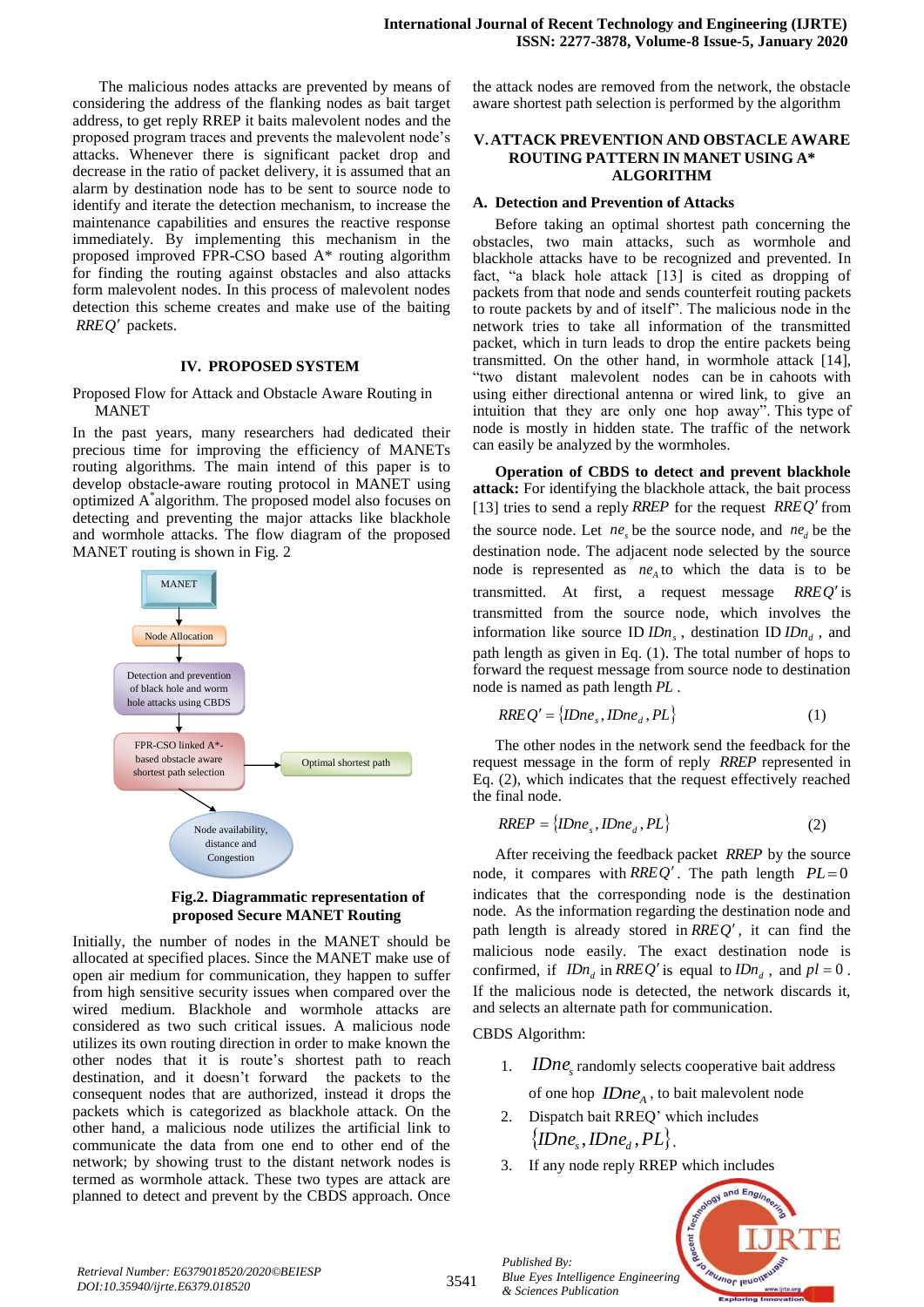The malicious nodes attacks are prevented by means of considering the address of the flanking nodes as bait target address, to get reply RREP it baits malevolent nodes and the proposed program traces and prevents the malevolent node's attacks. Whenever there is significant packet drop and decrease in the ratio of packet delivery, it is assumed that an alarm by destination node has to be sent to source node to identify and iterate the detection mechanism, to increase the maintenance capabilities and ensures the reactive response immediately. By implementing this mechanism in the proposed improved FPR-CSO based A* routing algorithm for finding the routing against obstacles and also attacks form malevolent nodes. In this process of malevolent nodes detection this scheme creates and make use of the baiting $RREQ'$ packets.

## IV. PROPOSED SYSTEM

Proposed Flow for Attack and Obstacle Aware Routing in MANET

In the past years, many researchers had dedicated their precious time for improving the efficiency of MANETs routing algorithms. The main intend of this paper is to develop obstacle-aware routing protocol in MANET using optimized $A^*$ algorithm. The proposed model also focuses on detecting and preventing the major attacks like blackhole and wormhole attacks. The flow diagram of the proposed MANET routing is shown in Fig. 2

MANET → Node Allocation → Detection and prevention of black hole and worm hole attacks using CBDS → FPR-CSO linked A*-based obstacle aware shortest path selection → Optimal shortest path; Node availability, distance and Congestion

**Fig.2. Diagrammatic representation of proposed Secure MANET Routing**

Initially, the number of nodes in the MANET should be allocated at specified places. Since the MANET make use of open air medium for communication, they happen to suffer from high sensitive security issues when compared over the wired medium. Blackhole and wormhole attacks are considered as two such critical issues. A malicious node utilizes its own routing direction in order to make known the other nodes that it is route's shortest path to reach destination, and it doesn't forward the packets to the consequent nodes that are authorized, instead it drops the packets which is categorized as blackhole attack. On the other hand, a malicious node utilizes the artificial link to communicate the data from one end to other end of the network; by showing trust to the distant network nodes is termed as wormhole attack. These two types are attack are planned to detect and prevent by the CBDS approach. Once the attack nodes are removed from the network, the obstacle aware shortest path selection is performed by the algorithm

## V. ATTACK PREVENTION AND OBSTACLE AWARE ROUTING PATTERN IN MANET USING A* ALGORITHM

### A. Detection and Prevention of Attacks

Before taking an optimal shortest path concerning the obstacles, two main attacks, such as wormhole and blackhole attacks have to be recognized and prevented. In fact, "a black hole attack [13] is cited as dropping of packets from that node and sends counterfeit routing packets to route packets by and of itself". The malicious node in the network tries to take all information of the transmitted packet, which in turn leads to drop the entire packets being transmitted. On the other hand, in wormhole attack [14], "two distant malevolent nodes can be in cahoots with using either directional antenna or wired link, to give an intuition that they are only one hop away". This type of node is mostly in hidden state. The traffic of the network can easily be analyzed by the wormholes.

**Operation of CBDS to detect and prevent blackhole attack:** For identifying the blackhole attack, the bait process [13] tries to send a reply *RREP* for the request $RREQ'$ from the source node. Let $ne_s$ be the source node, and $ne_d$ be the destination node. The adjacent node selected by the source node is represented as $ne_A$ to which the data is to be transmitted. At first, a request message $RREQ'$ is transmitted from the source node, which involves the information like source ID $IDn_s$, destination ID $IDn_d$, and path length as given in Eq. (1). The total number of hops to forward the request message from source node to destination node is named as path length $PL$.

$$RREQ' = \{IDne_s, IDne_d, PL\} \tag{1}$$

The other nodes in the network send the feedback for the request message in the form of reply *RREP* represented in Eq. (2), which indicates that the request effectively reached the final node.

$$RREP = \{IDne_s, IDne_d, PL\} \tag{2}$$

After receiving the feedback packet *RREP* by the source node, it compares with $RREQ'$. The path length $PL = 0$ indicates that the corresponding node is the destination node. As the information regarding the destination node and path length is already stored in $RREQ'$, it can find the malicious node easily. The exact destination node is confirmed, if $IDn_d$ in $RREQ'$ is equal to $IDn_d$, and $pl = 0$. If the malicious node is detected, the network discards it, and selects an alternate path for communication.

CBDS Algorithm:

1. $IDne_s$ randomly selects cooperative bait address of one hop $IDne_A$, to bait malevolent node
2. Dispatch bait RREQ' which includes $\{IDne_s, IDne_d, PL\}$.
3. If any node reply RREP which includes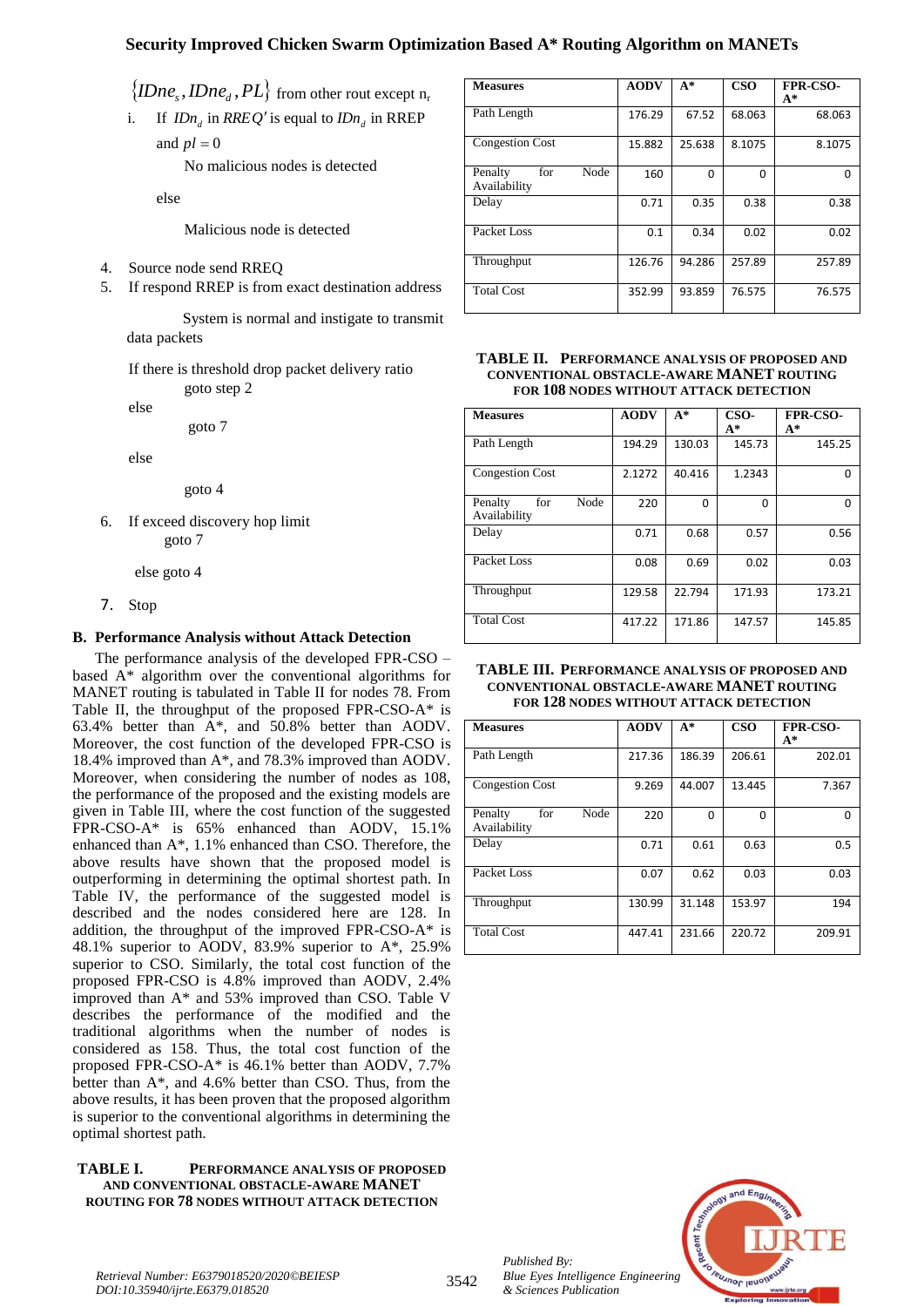$\{IDne_s, IDne_d, PL\}$ from other rout except $n_r$

i. If $IDn_d$ in $RREQ'$ is equal to $IDn_d$ in RREP and $pl = 0$

No malicious nodes is detected

else

Malicious node is detected

4. Source node send RREQ
5. If respond RREP is from exact destination address

System is normal and instigate to transmit data packets

If there is threshold drop packet delivery ratio goto step 2

else

goto 7

else

goto 4

6. If exceed discovery hop limit goto 7

else goto 4

7. Stop

### B. Performance Analysis without Attack Detection

The performance analysis of the developed FPR-CSO –based A* algorithm over the conventional algorithms for MANET routing is tabulated in Table II for nodes 78. From Table II, the throughput of the proposed FPR-CSO-A* is 63.4% better than A*, and 50.8% better than AODV. Moreover, the cost function of the developed FPR-CSO is 18.4% improved than A*, and 78.3% improved than AODV. Moreover, when considering the number of nodes as 108, the performance of the proposed and the existing models are given in Table III, where the cost function of the suggested FPR-CSO-A* is 65% enhanced than AODV, 15.1% enhanced than A*, 1.1% enhanced than CSO. Therefore, the above results have shown that the proposed model is outperforming in determining the optimal shortest path. In Table IV, the performance of the suggested model is described and the nodes considered here are 128. In addition, the throughput of the improved FPR-CSO-A* is 48.1% superior to AODV, 83.9% superior to A*, 25.9% superior to CSO. Similarly, the total cost function of the proposed FPR-CSO is 4.8% improved than AODV, 2.4% improved than A* and 53% improved than CSO. Table V describes the performance of the modified and the traditional algorithms when the number of nodes is considered as 158. Thus, the total cost function of the proposed FPR-CSO-A* is 46.1% better than AODV, 7.7% better than A*, and 4.6% better than CSO. Thus, from the above results, it has been proven that the proposed algorithm is superior to the conventional algorithms in determining the optimal shortest path.

**TABLE I. PERFORMANCE ANALYSIS OF PROPOSED AND CONVENTIONAL OBSTACLE-AWARE MANET ROUTING FOR 78 NODES WITHOUT ATTACK DETECTION**

| Measures | AODV | A* | CSO | FPR-CSO-A* |
|---|---|---|---|---|
| Path Length | 176.29 | 67.52 | 68.063 | 68.063 |
| Congestion Cost | 15.882 | 25.638 | 8.1075 | 8.1075 |
| Penalty for Node Availability | 160 | 0 | 0 | 0 |
| Delay | 0.71 | 0.35 | 0.38 | 0.38 |
| Packet Loss | 0.1 | 0.34 | 0.02 | 0.02 |
| Throughput | 126.76 | 94.286 | 257.89 | 257.89 |
| Total Cost | 352.99 | 93.859 | 76.575 | 76.575 |

**TABLE II. PERFORMANCE ANALYSIS OF PROPOSED AND CONVENTIONAL OBSTACLE-AWARE MANET ROUTING FOR 108 NODES WITHOUT ATTACK DETECTION**

| Measures | AODV | A* | CSO-A* | FPR-CSO-A* |
|---|---|---|---|---|
| Path Length | 194.29 | 130.03 | 145.73 | 145.25 |
| Congestion Cost | 2.1272 | 40.416 | 1.2343 | 0 |
| Penalty for Node Availability | 220 | 0 | 0 | 0 |
| Delay | 0.71 | 0.68 | 0.57 | 0.56 |
| Packet Loss | 0.08 | 0.69 | 0.02 | 0.03 |
| Throughput | 129.58 | 22.794 | 171.93 | 173.21 |
| Total Cost | 417.22 | 171.86 | 147.57 | 145.85 |

**TABLE III. PERFORMANCE ANALYSIS OF PROPOSED AND CONVENTIONAL OBSTACLE-AWARE MANET ROUTING FOR 128 NODES WITHOUT ATTACK DETECTION**

| Measures | AODV | A* | CSO | FPR-CSO-A* |
|---|---|---|---|---|
| Path Length | 217.36 | 186.39 | 206.61 | 202.01 |
| Congestion Cost | 9.269 | 44.007 | 13.445 | 7.367 |
| Penalty for Node Availability | 220 | 0 | 0 | 0 |
| Delay | 0.71 | 0.61 | 0.63 | 0.5 |
| Packet Loss | 0.07 | 0.62 | 0.03 | 0.03 |
| Throughput | 130.99 | 31.148 | 153.97 | 194 |
| Total Cost | 447.41 | 231.66 | 220.72 | 209.91 |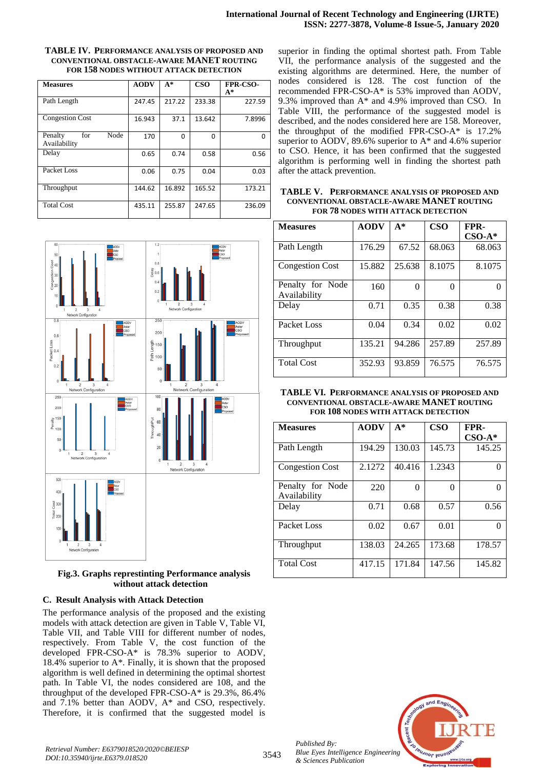**TABLE IV. PERFORMANCE ANALYSIS OF PROPOSED AND CONVENTIONAL OBSTACLE-AWARE MANET ROUTING FOR 158 NODES WITHOUT ATTACK DETECTION**

| Measures | AODV | A* | CSO | FPR-CSO-A* |
|---|---|---|---|---|
| Path Length | 247.45 | 217.22 | 233.38 | 227.59 |
| Congestion Cost | 16.943 | 37.1 | 13.642 | 7.8996 |
| Penalty for Node Availability | 170 | 0 | 0 | 0 |
| Delay | 0.65 | 0.74 | 0.58 | 0.56 |
| Packet Loss | 0.06 | 0.75 | 0.04 | 0.03 |
| Throughput | 144.62 | 16.892 | 165.52 | 173.21 |
| Total Cost | 435.11 | 255.87 | 247.65 | 236.09 |

**Fig.3. Graphs represtinting Performance analysis without attack detection**

### C. Result Analysis with Attack Detection

The performance analysis of the proposed and the existing models with attack detection are given in Table V, Table VI, Table VII, and Table VIII for different number of nodes, respectively. From Table V, the cost function of the developed FPR-CSO-A* is 78.3% superior to AODV, 18.4% superior to A*. Finally, it is shown that the proposed algorithm is well defined in determining the optimal shortest path. In Table VI, the nodes considered are 108, and the throughput of the developed FPR-CSO-A* is 29.3%, 86.4% and 7.1% better than AODV, A* and CSO, respectively. Therefore, it is confirmed that the suggested model is superior in finding the optimal shortest path. From Table VII, the performance analysis of the suggested and the existing algorithms are determined. Here, the number of nodes considered is 128. The cost function of the recommended FPR-CSO-A* is 53% improved than AODV, 9.3% improved than A* and 4.9% improved than CSO. In Table VIII, the performance of the suggested model is described, and the nodes considered here are 158. Moreover, the throughput of the modified FPR-CSO-A* is 17.2% superior to AODV, 89.6% superior to A* and 4.6% superior to CSO. Hence, it has been confirmed that the suggested algorithm is performing well in finding the shortest path after the attack prevention.

**TABLE V. PERFORMANCE ANALYSIS OF PROPOSED AND CONVENTIONAL OBSTACLE-AWARE MANET ROUTING FOR 78 NODES WITH ATTACK DETECTION**

| Measures | AODV | A* | CSO | FPR-CSO-A* |
|---|---|---|---|---|
| Path Length | 176.29 | 67.52 | 68.063 | 68.063 |
| Congestion Cost | 15.882 | 25.638 | 8.1075 | 8.1075 |
| Penalty for Node Availability | 160 | 0 | 0 | 0 |
| Delay | 0.71 | 0.35 | 0.38 | 0.38 |
| Packet Loss | 0.04 | 0.34 | 0.02 | 0.02 |
| Throughput | 135.21 | 94.286 | 257.89 | 257.89 |
| Total Cost | 352.93 | 93.859 | 76.575 | 76.575 |

**TABLE VI. PERFORMANCE ANALYSIS OF PROPOSED AND CONVENTIONAL OBSTACLE-AWARE MANET ROUTING FOR 108 NODES WITH ATTACK DETECTION**

| Measures | AODV | A* | CSO | FPR-CSO-A* |
|---|---|---|---|---|
| Path Length | 194.29 | 130.03 | 145.73 | 145.25 |
| Congestion Cost | 2.1272 | 40.416 | 1.2343 | 0 |
| Penalty for Node Availability | 220 | 0 | 0 | 0 |
| Delay | 0.71 | 0.68 | 0.57 | 0.56 |
| Packet Loss | 0.02 | 0.67 | 0.01 | 0 |
| Throughput | 138.03 | 24.265 | 173.68 | 178.57 |
| Total Cost | 417.15 | 171.84 | 147.56 | 145.82 |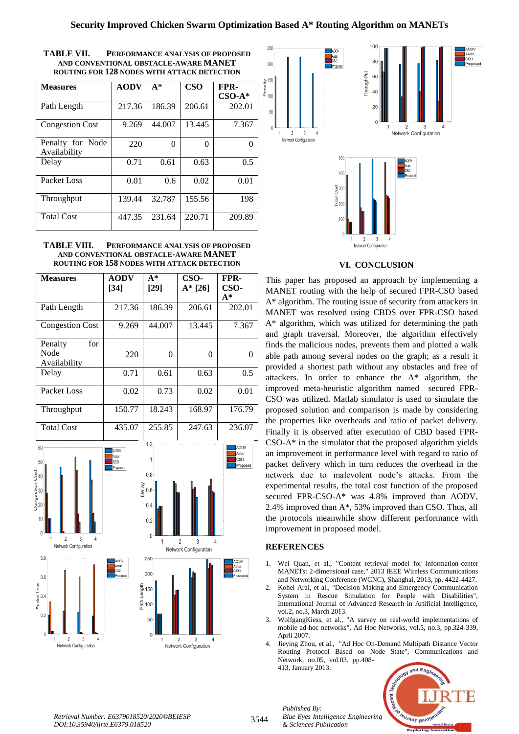**TABLE VII. PERFORMANCE ANALYSIS OF PROPOSED AND CONVENTIONAL OBSTACLE-AWARE MANET ROUTING FOR 128 NODES WITH ATTACK DETECTION**

| Measures | AODV | A* | CSO | FPR-CSO-A* |
|---|---|---|---|---|
| Path Length | 217.36 | 186.39 | 206.61 | 202.01 |
| Congestion Cost | 9.269 | 44.007 | 13.445 | 7.367 |
| Penalty for Node Availability | 220 | 0 | 0 | 0 |
| Delay | 0.71 | 0.61 | 0.63 | 0.5 |
| Packet Loss | 0.01 | 0.6 | 0.02 | 0.01 |
| Throughput | 139.44 | 32.787 | 155.56 | 198 |
| Total Cost | 447.35 | 231.64 | 220.71 | 209.89 |

**TABLE VIII. PERFORMANCE ANALYSIS OF PROPOSED AND CONVENTIONAL OBSTACLE-AWARE MANET ROUTING FOR 158 NODES WITH ATTACK DETECTION**

| Measures | AODV [34] | A* [29] | CSO-A* [26] | FPR-CSO-A* |
|---|---|---|---|---|
| Path Length | 217.36 | 186.39 | 206.61 | 202.01 |
| Congestion Cost | 9.269 | 44.007 | 13.445 | 7.367 |
| Penalty for Node Availability | 220 | 0 | 0 | 0 |
| Delay | 0.71 | 0.61 | 0.63 | 0.5 |
| Packet Loss | 0.02 | 0.73 | 0.02 | 0.01 |
| Throughput | 150.77 | 18.243 | 168.97 | 176.79 |
| Total Cost | 435.07 | 255.85 | 247.63 | 236.07 |

## VI. CONCLUSION

This paper has proposed an approach by implementing a MANET routing with the help of secured FPR-CSO based A* algorithm. The routing issue of security from attackers in MANET was resolved using CBDS over FPR-CSO based A* algorithm, which was utilized for determining the path and graph traversal. Moreover, the algorithm effectively finds the malicious nodes, prevents them and plotted a walk able path among several nodes on the graph; as a result it provided a shortest path without any obstacles and free of attackers. In order to enhance the A* algorithm, the improved meta-heuristic algorithm named secured FPR-CSO was utilized. Matlab simulator is used to simulate the proposed solution and comparison is made by considering the properties like overheads and ratio of packet delivery. Finally it is observed after execution of CBD based FPR-CSO-A* in the simulator that the proposed algorithm yields an improvement in performance level with regard to ratio of packet delivery which in turn reduces the overhead in the network due to malevolent node's attacks. From the experimental results, the total cost function of the proposed secured FPR-CSO-A* was 4.8% improved than AODV, 2.4% improved than A*, 53% improved than CSO. Thus, all the protocols meanwhile show different performance with improvement in proposed model.

## REFERENCES

1. Wei Quan, et al., "Content retrieval model for information-center MANETs: 2-dimensional case," 2013 IEEE Wireless Communications and Networking Conference (WCNC), Shanghai, 2013, pp. 4422-4427.
2. Kohei Arai, et al., "Decision Making and Emergency Communication System in Rescue Simulation for People with Disabilities", International Journal of Advanced Research in Artificial Intelligence, vol.2, no.3, March 2013.
3. WolfgangKiess, et al., "A survey on real-world implementations of mobile ad-hoc networks", Ad Hoc Networks, vol.5, no.3, pp.324-339, April 2007.
4. Jieying Zhou, et al., "Ad Hoc On-Demand Multipath Distance Vector Routing Protocol Based on Node State", Communications and Network, no.05, vol.03, pp.408-413, January 2013.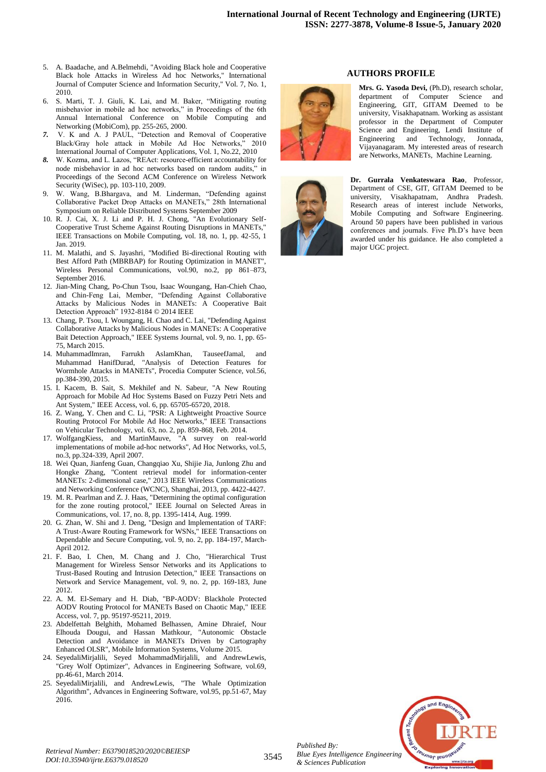5. A. Baadache, and A.Belmehdi, "Avoiding Black hole and Cooperative Black hole Attacks in Wireless Ad hoc Networks," International Journal of Computer Science and Information Security," Vol. 7, No. 1, 2010.
6. S. Marti, T. J. Giuli, K. Lai, and M. Baker, “Mitigating routing misbehavior in mobile ad hoc networks,” in Proceedings of the 6th Annual International Conference on Mobile Computing and Networking (MobiCom), pp. 255-265, 2000.
7. V. K and A. J PAUL, “Detection and Removal of Cooperative Black/Gray hole attack in Mobile Ad Hoc Networks,” 2010 International Journal of Computer Applications, Vol. 1, No.22, 2010
8. W. Kozma, and L. Lazos, “REAct: resource-efficient accountability for node misbehavior in ad hoc networks based on random audits,” in Proceedings of the Second ACM Conference on Wireless Network Security (WiSec), pp. 103-110, 2009.
9. W. Wang, B.Bhargava, and M. Linderman, “Defending against Collaborative Packet Drop Attacks on MANETs,” 28th International Symposium on Reliable Distributed Systems September 2009
10. R. J. Cai, X. J. Li and P. H. J. Chong, "An Evolutionary Self-Cooperative Trust Scheme Against Routing Disruptions in MANETs," IEEE Transactions on Mobile Computing, vol. 18, no. 1, pp. 42-55, 1 Jan. 2019.
11. M. Malathi, and S. Jayashri, "Modified Bi-directional Routing with Best Afford Path (MBRBAP) for Routing Optimization in MANET", Wireless Personal Communications, vol.90, no.2, pp 861–873, September 2016.
12. Jian-Ming Chang, Po-Chun Tsou, Isaac Woungang, Han-Chieh Chao, and Chin-Feng Lai, Member, “Defending Against Collaborative Attacks by Malicious Nodes in MANETs: A Cooperative Bait Detection Approach” 1932-8184 © 2014 IEEE
13. Chang, P. Tsou, I. Woungang, H. Chao and C. Lai, "Defending Against Collaborative Attacks by Malicious Nodes in MANETs: A Cooperative Bait Detection Approach," IEEE Systems Journal, vol. 9, no. 1, pp. 65-75, March 2015.
14. MuhammadImran, Farrukh AslamKhan, TauseefJamal, and Muhammad HanifDurad, "Analysis of Detection Features for Wormhole Attacks in MANETs", Procedia Computer Science, vol.56, pp.384-390, 2015.
15. I. Kacem, B. Sait, S. Mekhilef and N. Sabeur, "A New Routing Approach for Mobile Ad Hoc Systems Based on Fuzzy Petri Nets and Ant System," IEEE Access, vol. 6, pp. 65705-65720, 2018.
16. Z. Wang, Y. Chen and C. Li, "PSR: A Lightweight Proactive Source Routing Protocol For Mobile Ad Hoc Networks," IEEE Transactions on Vehicular Technology, vol. 63, no. 2, pp. 859-868, Feb. 2014.
17. WolfgangKiess, and MartinMauve, "A survey on real-world implementations of mobile ad-hoc networks", Ad Hoc Networks, vol.5, no.3, pp.324-339, April 2007.
18. Wei Quan, Jianfeng Guan, Changqiao Xu, Shijie Jia, Junlong Zhu and Hongke Zhang, "Content retrieval model for information-center MANETs: 2-dimensional case," 2013 IEEE Wireless Communications and Networking Conference (WCNC), Shanghai, 2013, pp. 4422-4427.
19. M. R. Pearlman and Z. J. Haas, "Determining the optimal configuration for the zone routing protocol," IEEE Journal on Selected Areas in Communications, vol. 17, no. 8, pp. 1395-1414, Aug. 1999.
20. G. Zhan, W. Shi and J. Deng, "Design and Implementation of TARF: A Trust-Aware Routing Framework for WSNs," IEEE Transactions on Dependable and Secure Computing, vol. 9, no. 2, pp. 184-197, March-April 2012.
21. F. Bao, I. Chen, M. Chang and J. Cho, "Hierarchical Trust Management for Wireless Sensor Networks and its Applications to Trust-Based Routing and Intrusion Detection," IEEE Transactions on Network and Service Management, vol. 9, no. 2, pp. 169-183, June 2012.
22. A. M. El-Semary and H. Diab, "BP-AODV: Blackhole Protected AODV Routing Protocol for MANETs Based on Chaotic Map," IEEE Access, vol. 7, pp. 95197-95211, 2019.
23. Abdelfettah Belghith, Mohamed Belhassen, Amine Dhraief, Nour Elhouda Dougui, and Hassan Mathkour, "Autonomic Obstacle Detection and Avoidance in MANETs Driven by Cartography Enhanced OLSR", Mobile Information Systems, Volume 2015.
24. SeyedaliMirjalili, Seyed MohammadMirjalili, and AndrewLewis, "Grey Wolf Optimizer", Advances in Engineering Software, vol.69, pp.46-61, March 2014.
25. SeyedaliMirjalili, and AndrewLewis, "The Whale Optimization Algorithm", Advances in Engineering Software, vol.95, pp.51-67, May 2016.

## AUTHORS PROFILE

**Mrs. G. Yasoda Devi,** (Ph.D), research scholar, department of Computer Science and Engineering, GIT, GITAM Deemed to be university, Visakhapatnam. Working as assistant professor in the Department of Computer Science and Engineering, Lendi Institute of Engineering and Technology, Jonnada, Vijayanagaram. My interested areas of research are Networks, MANETs, Machine Learning.

**Dr. Gurrala Venkateswara Rao**, Professor, Department of CSE, GIT, GITAM Deemed to be university, Visakhapatnam, Andhra Pradesh. Research areas of interest include Networks, Mobile Computing and Software Engineering. Around 50 papers have been published in various conferences and journals. Five Ph.D's have been awarded under his guidance. He also completed a major UGC project.